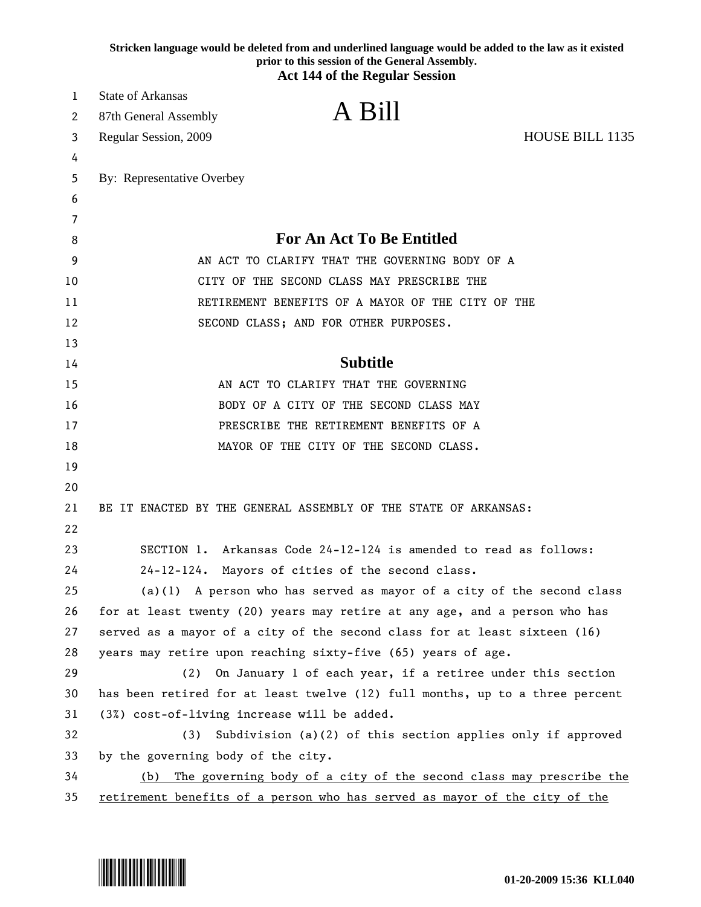**Stricken language would be deleted from and underlined language would be added to the law as it existed prior to this session of the General Assembly.**
**Act 144 of the Regular Session**

State of Arkansas
87th General Assembly
Regular Session, 2009

# A Bill

HOUSE BILL 1135

By: Representative Overbey

## For An Act To Be Entitled

AN ACT TO CLARIFY THAT THE GOVERNING BODY OF A CITY OF THE SECOND CLASS MAY PRESCRIBE THE RETIREMENT BENEFITS OF A MAYOR OF THE CITY OF THE SECOND CLASS; AND FOR OTHER PURPOSES.

## Subtitle

AN ACT TO CLARIFY THAT THE GOVERNING BODY OF A CITY OF THE SECOND CLASS MAY PRESCRIBE THE RETIREMENT BENEFITS OF A MAYOR OF THE CITY OF THE SECOND CLASS.

BE IT ENACTED BY THE GENERAL ASSEMBLY OF THE STATE OF ARKANSAS:

SECTION 1. Arkansas Code 24-12-124 is amended to read as follows:

24-12-124. Mayors of cities of the second class.

(a)(1) A person who has served as mayor of a city of the second class for at least twenty (20) years may retire at any age, and a person who has served as a mayor of a city of the second class for at least sixteen (16) years may retire upon reaching sixty-five (65) years of age.

(2) On January 1 of each year, if a retiree under this section has been retired for at least twelve (12) full months, up to a three percent (3%) cost-of-living increase will be added.

(3) Subdivision (a)(2) of this section applies only if approved by the governing body of the city.

<u>(b) The governing body of a city of the second class may prescribe the retirement benefits of a person who has served as mayor of the city of the</u>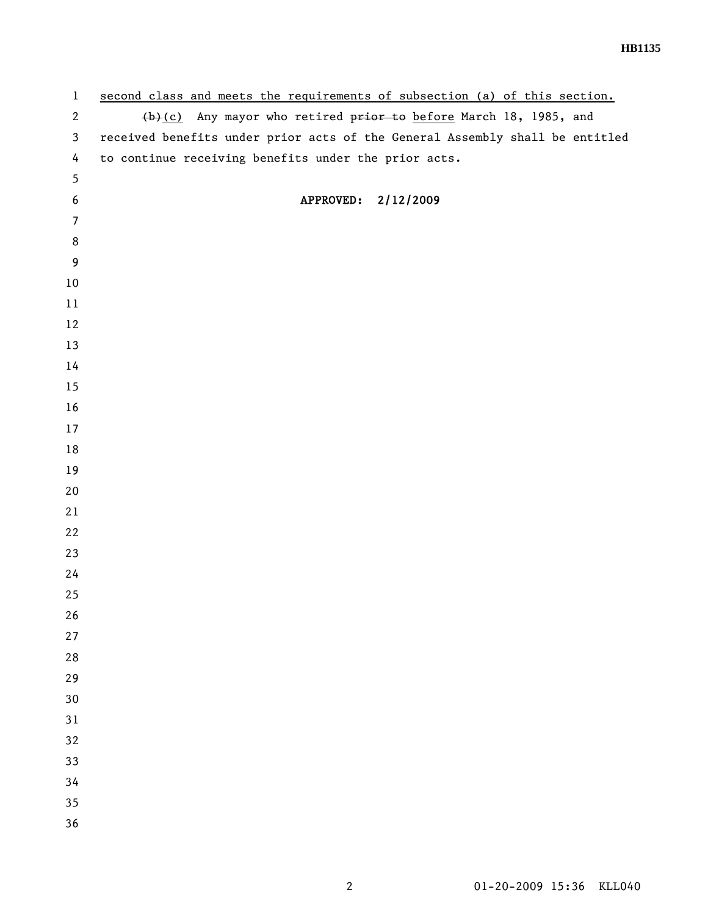<u>second class and meets the requirements of subsection (a) of this section.</u>

~~(b)~~<u>(c)</u> Any mayor who retired ~~prior to~~ <u>before</u> March 18, 1985, and received benefits under prior acts of the General Assembly shall be entitled to continue receiving benefits under the prior acts.

**APPROVED: 2/12/2009**